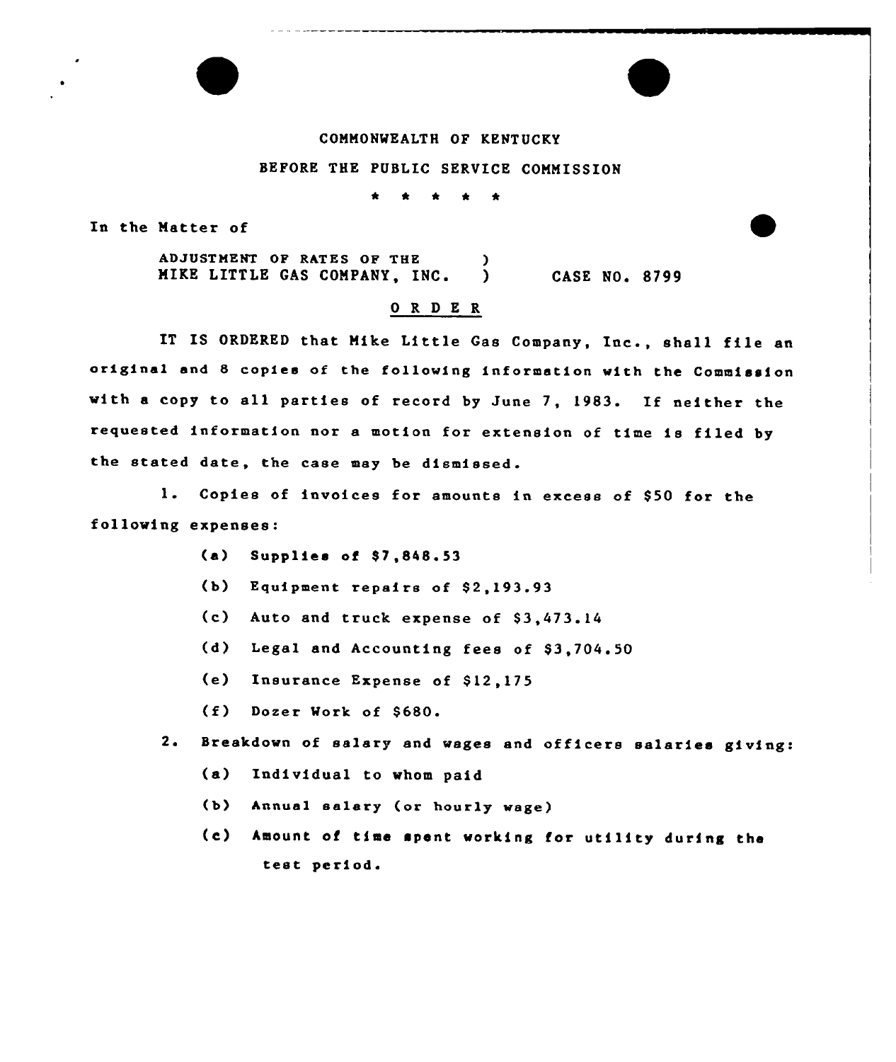COMMONWEALTH OF KENTUCKY

BEFORE THE PUBLIC SERVICE COMMISSION

\* \* \* \* \*

In the Matter of

ADJUSTMENT OF RATES OF THE )
MIKE LITTLE GAS COMPANY, INC. ) CASE NO. 8799

## ORDER

IT IS ORDERED that Mike Little Gas Company, Inc., shall file an original and 8 copies of the following information with the Commission with a copy to all parties of record by June 7, 1983. If neither the requested information nor a motion for extension of time is filed by the stated date, the case may be dismissed.

1. Copies of invoices for amounts in excess of $50 for the following expenses:
   - (a) Supplies of $7,848.53
   - (b) Equipment repairs of $2,193.93
   - (c) Auto and truck expense of $3,473.14
   - (d) Legal and Accounting fees of $3,704.50
   - (e) Insurance Expense of $12,175
   - (f) Dozer Work of $680.
2. Breakdown of salary and wages and officers salaries giving:
   - (a) Individual to whom paid
   - (b) Annual salary (or hourly wage)
   - (c) Amount of time spent working for utility during the test period.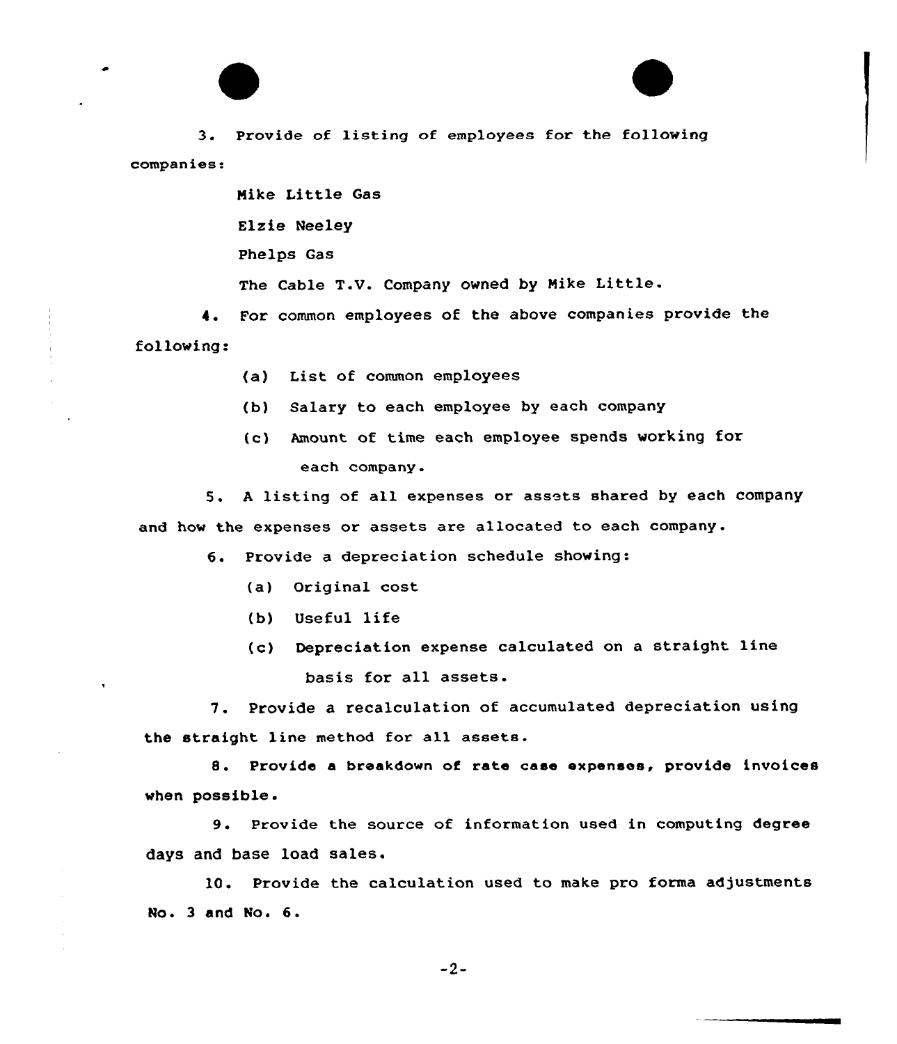3. Provide of listing of employees for the following companies:

Mike Little Gas

Elzie Neeley

Phelps Gas

The Cable T.V. Company owned by Mike Little.

4. For common employees of the above companies provide the following:

(a) List of common employees

(b) Salary to each employee by each company

(c) Amount of time each employee spends working for each company.

5. A listing of all expenses or assets shared by each company and how the expenses or assets are allocated to each company.

6. Provide a depreciation schedule showing:

(a) Original cost

(b) Useful life

(c) Depreciation expense calculated on a straight line basis for all assets.

7. Provide a recalculation of accumulated depreciation using the straight line method for all assets.

8. Provide a breakdown of rate case expenses, provide invoices when possible.

9. Provide the source of information used in computing degree days and base load sales.

10. Provide the calculation used to make pro forma adjustments No. 3 and No. 6.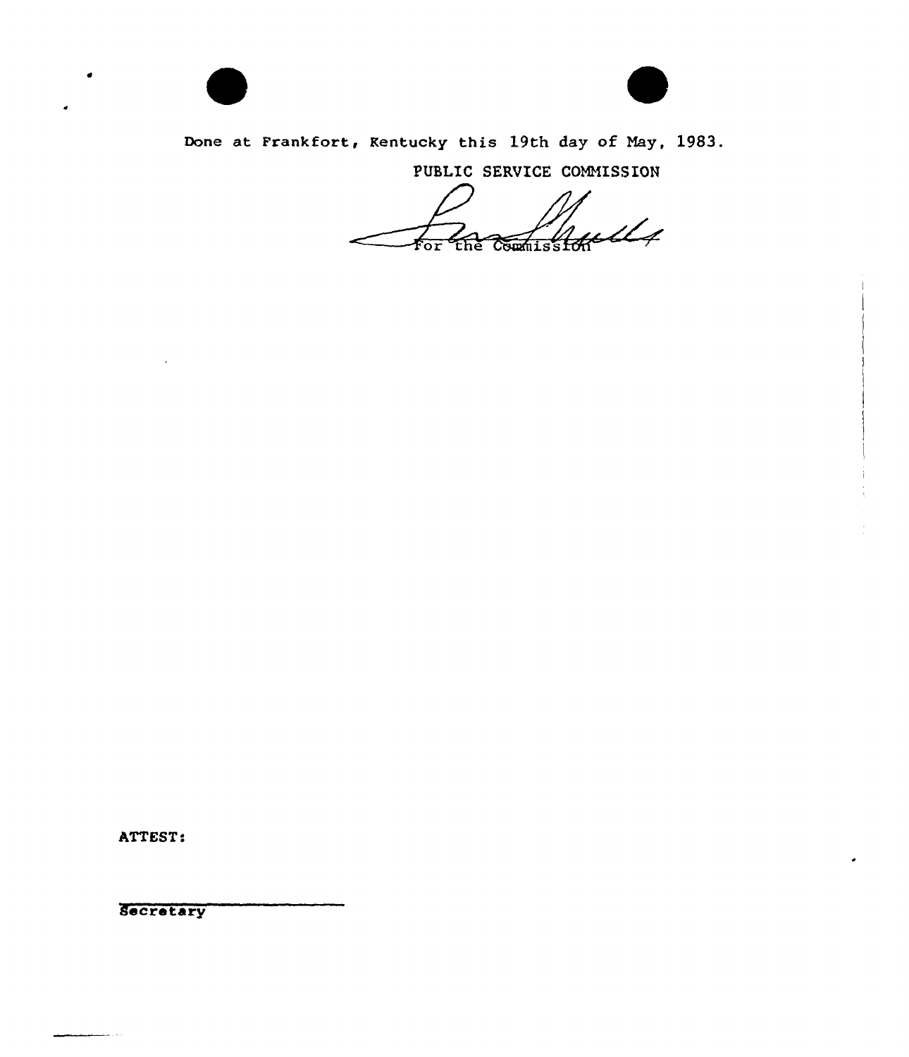Done at Frankfort, Kentucky this 19th day of May, 1983.

PUBLIC SERVICE COMMISSION

For the Commission

ATTEST:

Secretary